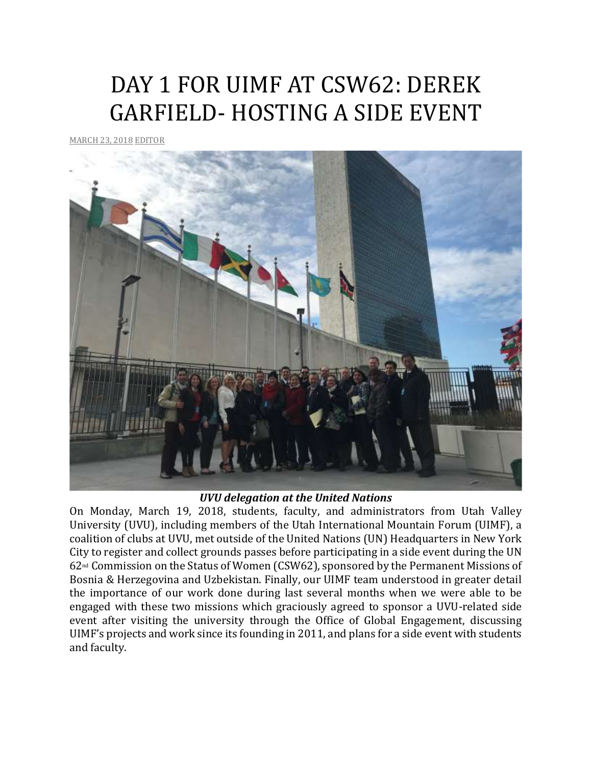# DAY 1 FOR UIMF AT CSW62: DEREK GARFIELD- HOSTING A SIDE EVENT

MARCH 23, 2018 EDITOR

***UVU delegation at the United Nations***

On Monday, March 19, 2018, students, faculty, and administrators from Utah Valley University (UVU), including members of the Utah International Mountain Forum (UIMF), a coalition of clubs at UVU, met outside of the United Nations (UN) Headquarters in New York City to register and collect grounds passes before participating in a side event during the UN 62nd Commission on the Status of Women (CSW62), sponsored by the Permanent Missions of Bosnia & Herzegovina and Uzbekistan. Finally, our UIMF team understood in greater detail the importance of our work done during last several months when we were able to be engaged with these two missions which graciously agreed to sponsor a UVU-related side event after visiting the university through the Office of Global Engagement, discussing UIMF's projects and work since its founding in 2011, and plans for a side event with students and faculty.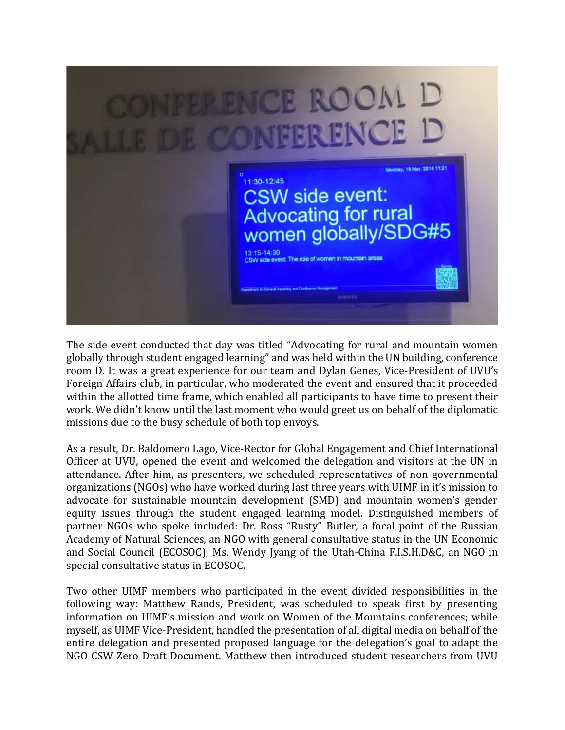The side event conducted that day was titled "Advocating for rural and mountain women globally through student engaged learning" and was held within the UN building, conference room D. It was a great experience for our team and Dylan Genes, Vice-President of UVU's Foreign Affairs club, in particular, who moderated the event and ensured that it proceeded within the allotted time frame, which enabled all participants to have time to present their work. We didn't know until the last moment who would greet us on behalf of the diplomatic missions due to the busy schedule of both top envoys.

As a result, Dr. Baldomero Lago, Vice-Rector for Global Engagement and Chief International Officer at UVU, opened the event and welcomed the delegation and visitors at the UN in attendance. After him, as presenters, we scheduled representatives of non-governmental organizations (NGOs) who have worked during last three years with UIMF in it's mission to advocate for sustainable mountain development (SMD) and mountain women's gender equity issues through the student engaged learning model. Distinguished members of partner NGOs who spoke included: Dr. Ross "Rusty" Butler, a focal point of the Russian Academy of Natural Sciences, an NGO with general consultative status in the UN Economic and Social Council (ECOSOC); Ms. Wendy Jyang of the Utah-China F.I.S.H.D&C, an NGO in special consultative status in ECOSOC.

Two other UIMF members who participated in the event divided responsibilities in the following way: Matthew Rands, President, was scheduled to speak first by presenting information on UIMF's mission and work on Women of the Mountains conferences; while myself, as UIMF Vice-President, handled the presentation of all digital media on behalf of the entire delegation and presented proposed language for the delegation's goal to adapt the NGO CSW Zero Draft Document. Matthew then introduced student researchers from UVU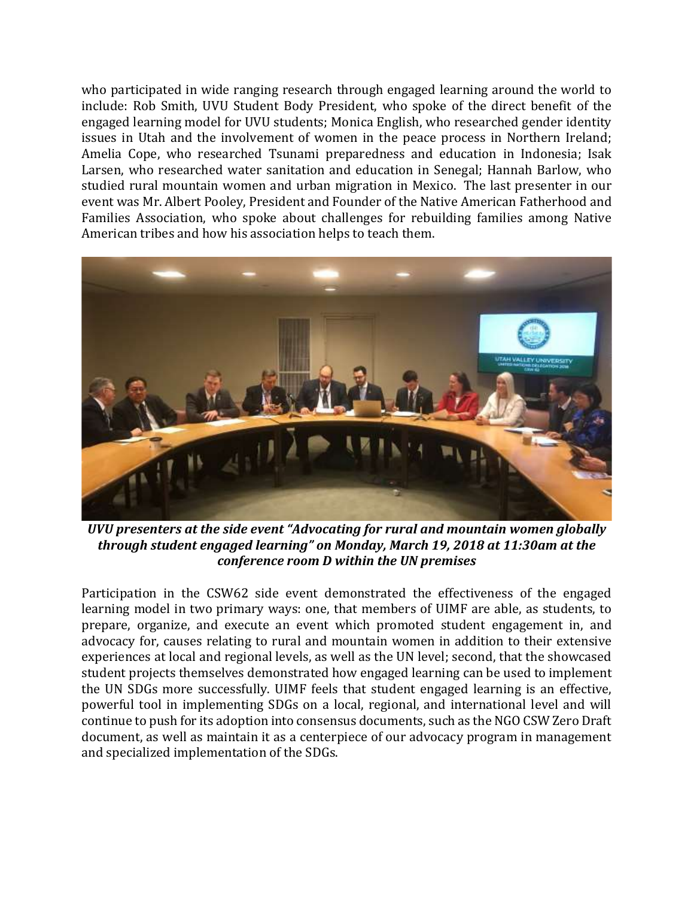who participated in wide ranging research through engaged learning around the world to include: Rob Smith, UVU Student Body President, who spoke of the direct benefit of the engaged learning model for UVU students; Monica English, who researched gender identity issues in Utah and the involvement of women in the peace process in Northern Ireland; Amelia Cope, who researched Tsunami preparedness and education in Indonesia; Isak Larsen, who researched water sanitation and education in Senegal; Hannah Barlow, who studied rural mountain women and urban migration in Mexico. The last presenter in our event was Mr. Albert Pooley, President and Founder of the Native American Fatherhood and Families Association, who spoke about challenges for rebuilding families among Native American tribes and how his association helps to teach them.

***UVU presenters at the side event "Advocating for rural and mountain women globally through student engaged learning" on Monday, March 19, 2018 at 11:30am at the conference room D within the UN premises***

Participation in the CSW62 side event demonstrated the effectiveness of the engaged learning model in two primary ways: one, that members of UIMF are able, as students, to prepare, organize, and execute an event which promoted student engagement in, and advocacy for, causes relating to rural and mountain women in addition to their extensive experiences at local and regional levels, as well as the UN level; second, that the showcased student projects themselves demonstrated how engaged learning can be used to implement the UN SDGs more successfully. UIMF feels that student engaged learning is an effective, powerful tool in implementing SDGs on a local, regional, and international level and will continue to push for its adoption into consensus documents, such as the NGO CSW Zero Draft document, as well as maintain it as a centerpiece of our advocacy program in management and specialized implementation of the SDGs.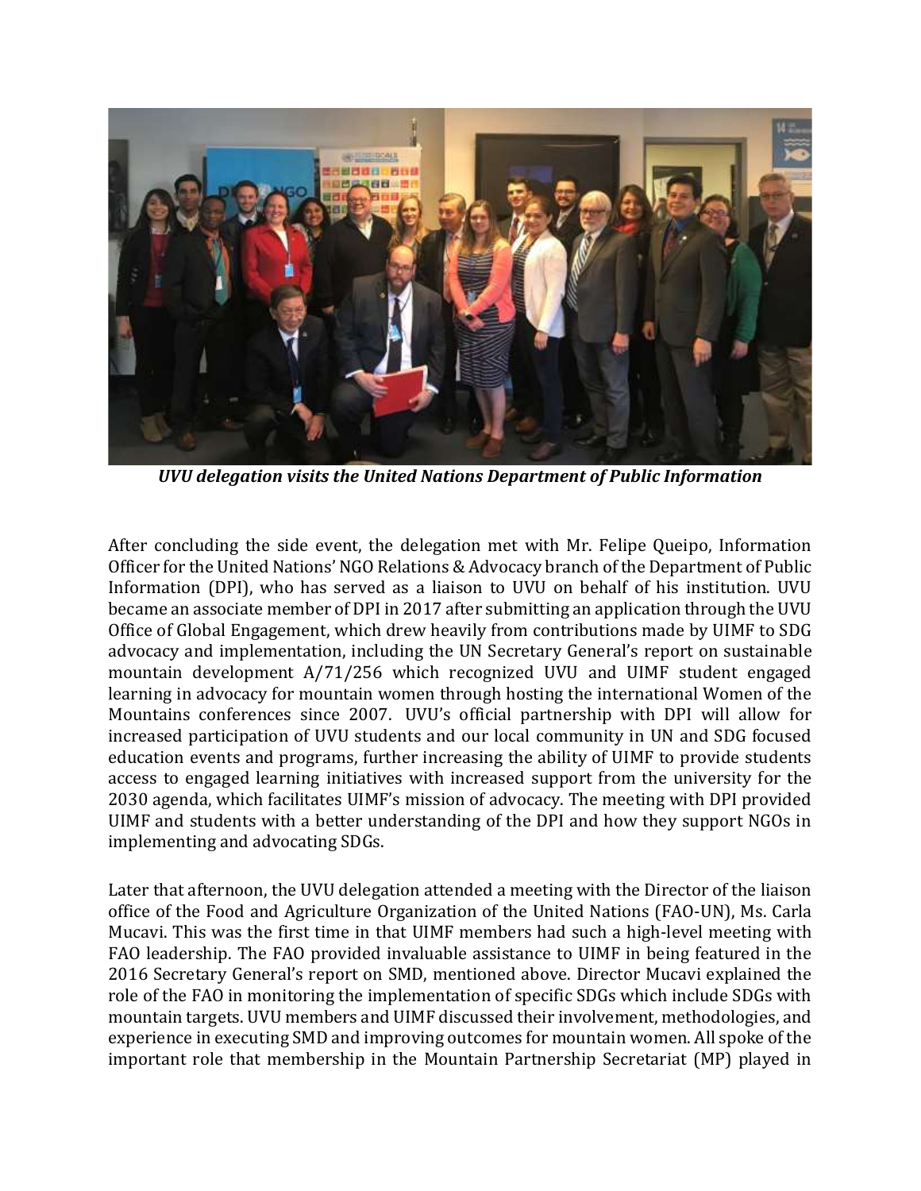*UVU delegation visits the United Nations Department of Public Information*

After concluding the side event, the delegation met with Mr. Felipe Queipo, Information Officer for the United Nations' NGO Relations & Advocacy branch of the Department of Public Information (DPI), who has served as a liaison to UVU on behalf of his institution. UVU became an associate member of DPI in 2017 after submitting an application through the UVU Office of Global Engagement, which drew heavily from contributions made by UIMF to SDG advocacy and implementation, including the UN Secretary General's report on sustainable mountain development A/71/256 which recognized UVU and UIMF student engaged learning in advocacy for mountain women through hosting the international Women of the Mountains conferences since 2007. UVU's official partnership with DPI will allow for increased participation of UVU students and our local community in UN and SDG focused education events and programs, further increasing the ability of UIMF to provide students access to engaged learning initiatives with increased support from the university for the 2030 agenda, which facilitates UIMF's mission of advocacy. The meeting with DPI provided UIMF and students with a better understanding of the DPI and how they support NGOs in implementing and advocating SDGs.

Later that afternoon, the UVU delegation attended a meeting with the Director of the liaison office of the Food and Agriculture Organization of the United Nations (FAO-UN), Ms. Carla Mucavi. This was the first time in that UIMF members had such a high-level meeting with FAO leadership. The FAO provided invaluable assistance to UIMF in being featured in the 2016 Secretary General's report on SMD, mentioned above. Director Mucavi explained the role of the FAO in monitoring the implementation of specific SDGs which include SDGs with mountain targets. UVU members and UIMF discussed their involvement, methodologies, and experience in executing SMD and improving outcomes for mountain women. All spoke of the important role that membership in the Mountain Partnership Secretariat (MP) played in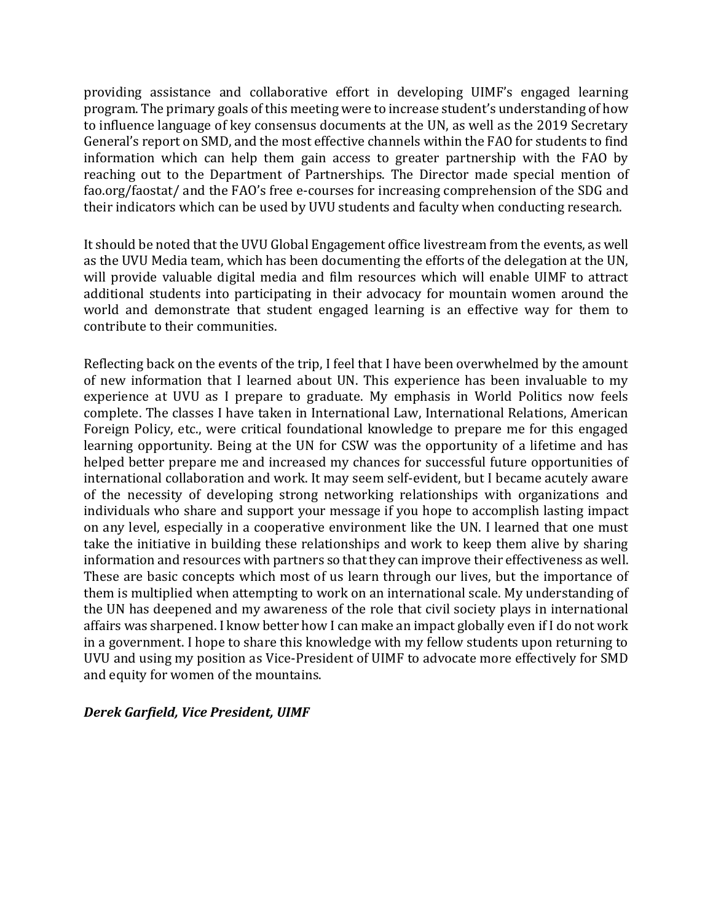providing assistance and collaborative effort in developing UIMF's engaged learning program. The primary goals of this meeting were to increase student's understanding of how to influence language of key consensus documents at the UN, as well as the 2019 Secretary General's report on SMD, and the most effective channels within the FAO for students to find information which can help them gain access to greater partnership with the FAO by reaching out to the Department of Partnerships. The Director made special mention of fao.org/faostat/ and the FAO's free e-courses for increasing comprehension of the SDG and their indicators which can be used by UVU students and faculty when conducting research.

It should be noted that the UVU Global Engagement office livestream from the events, as well as the UVU Media team, which has been documenting the efforts of the delegation at the UN, will provide valuable digital media and film resources which will enable UIMF to attract additional students into participating in their advocacy for mountain women around the world and demonstrate that student engaged learning is an effective way for them to contribute to their communities.

Reflecting back on the events of the trip, I feel that I have been overwhelmed by the amount of new information that I learned about UN. This experience has been invaluable to my experience at UVU as I prepare to graduate. My emphasis in World Politics now feels complete. The classes I have taken in International Law, International Relations, American Foreign Policy, etc., were critical foundational knowledge to prepare me for this engaged learning opportunity. Being at the UN for CSW was the opportunity of a lifetime and has helped better prepare me and increased my chances for successful future opportunities of international collaboration and work. It may seem self-evident, but I became acutely aware of the necessity of developing strong networking relationships with organizations and individuals who share and support your message if you hope to accomplish lasting impact on any level, especially in a cooperative environment like the UN. I learned that one must take the initiative in building these relationships and work to keep them alive by sharing information and resources with partners so that they can improve their effectiveness as well. These are basic concepts which most of us learn through our lives, but the importance of them is multiplied when attempting to work on an international scale. My understanding of the UN has deepened and my awareness of the role that civil society plays in international affairs was sharpened. I know better how I can make an impact globally even if I do not work in a government. I hope to share this knowledge with my fellow students upon returning to UVU and using my position as Vice-President of UIMF to advocate more effectively for SMD and equity for women of the mountains.

***Derek Garfield, Vice President, UIMF***